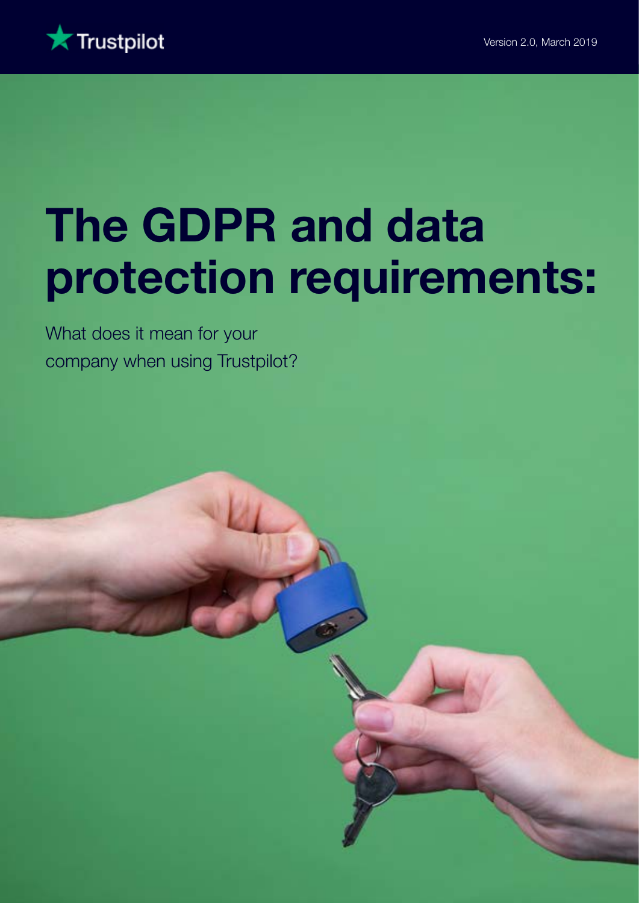Trustpilot

Version 2.0, March 2019

# The GDPR and data protection requirements:

What does it mean for your company when using Trustpilot?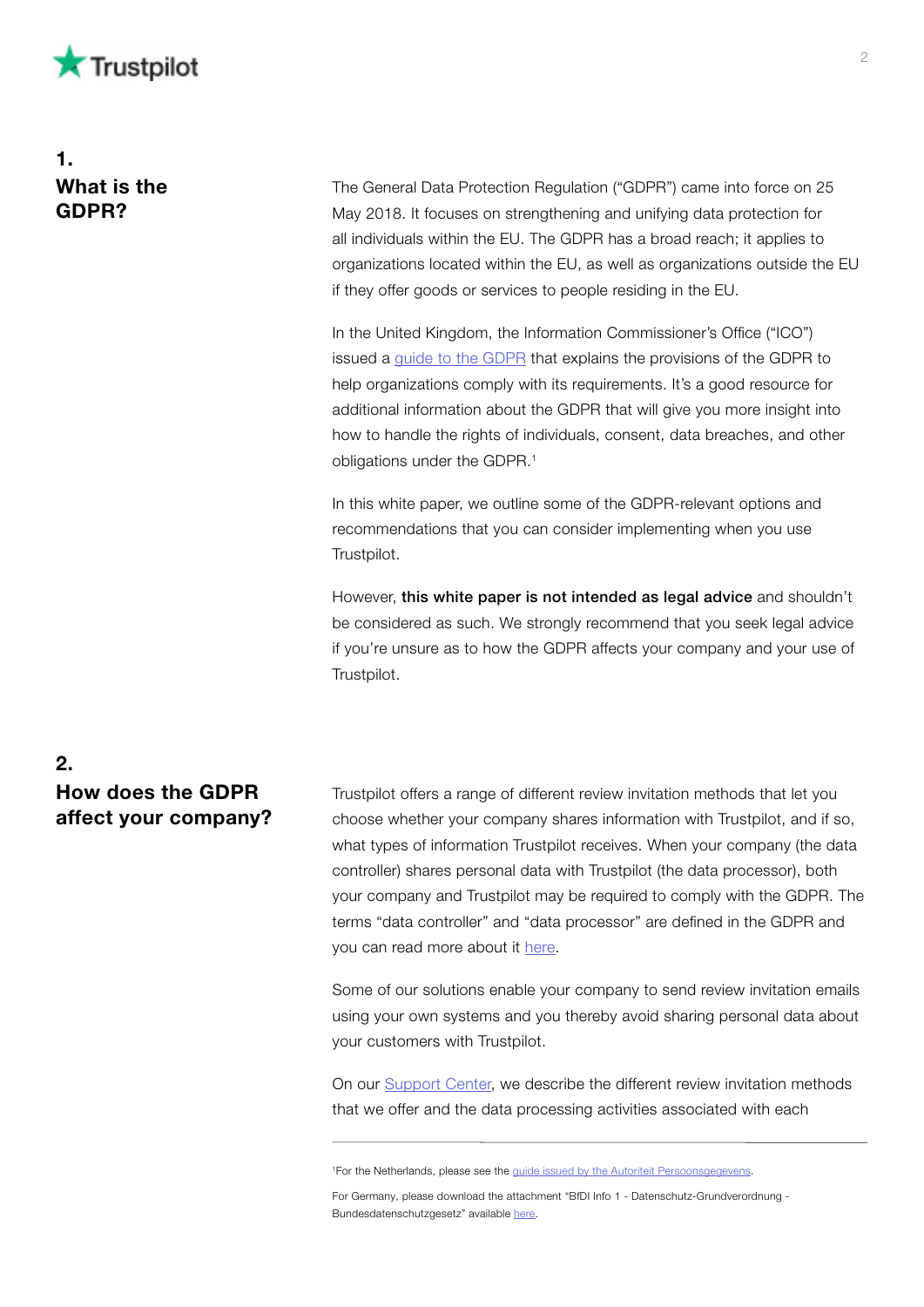## 1. What is the GDPR?

The General Data Protection Regulation ("GDPR") came into force on 25 May 2018. It focuses on strengthening and unifying data protection for all individuals within the EU. The GDPR has a broad reach; it applies to organizations located within the EU, as well as organizations outside the EU if they offer goods or services to people residing in the EU.

In the United Kingdom, the Information Commissioner's Office ("ICO") issued a guide to the GDPR that explains the provisions of the GDPR to help organizations comply with its requirements. It's a good resource for additional information about the GDPR that will give you more insight into how to handle the rights of individuals, consent, data breaches, and other obligations under the GDPR.[1]

In this white paper, we outline some of the GDPR-relevant options and recommendations that you can consider implementing when you use Trustpilot.

However, **this white paper is not intended as legal advice** and shouldn't be considered as such. We strongly recommend that you seek legal advice if you're unsure as to how the GDPR affects your company and your use of Trustpilot.

## 2. How does the GDPR affect your company?

Trustpilot offers a range of different review invitation methods that let you choose whether your company shares information with Trustpilot, and if so, what types of information Trustpilot receives. When your company (the data controller) shares personal data with Trustpilot (the data processor), both your company and Trustpilot may be required to comply with the GDPR. The terms "data controller" and "data processor" are defined in the GDPR and you can read more about it here.

Some of our solutions enable your company to send review invitation emails using your own systems and you thereby avoid sharing personal data about your customers with Trustpilot.

On our Support Center, we describe the different review invitation methods that we offer and the data processing activities associated with each

---

[1]For the Netherlands, please see the guide issued by the Autoriteit Persoonsgegevens.

For Germany, please download the attachment "BfDI Info 1 - Datenschutz-Grundverordnung - Bundesdatenschutzgesetz" available here.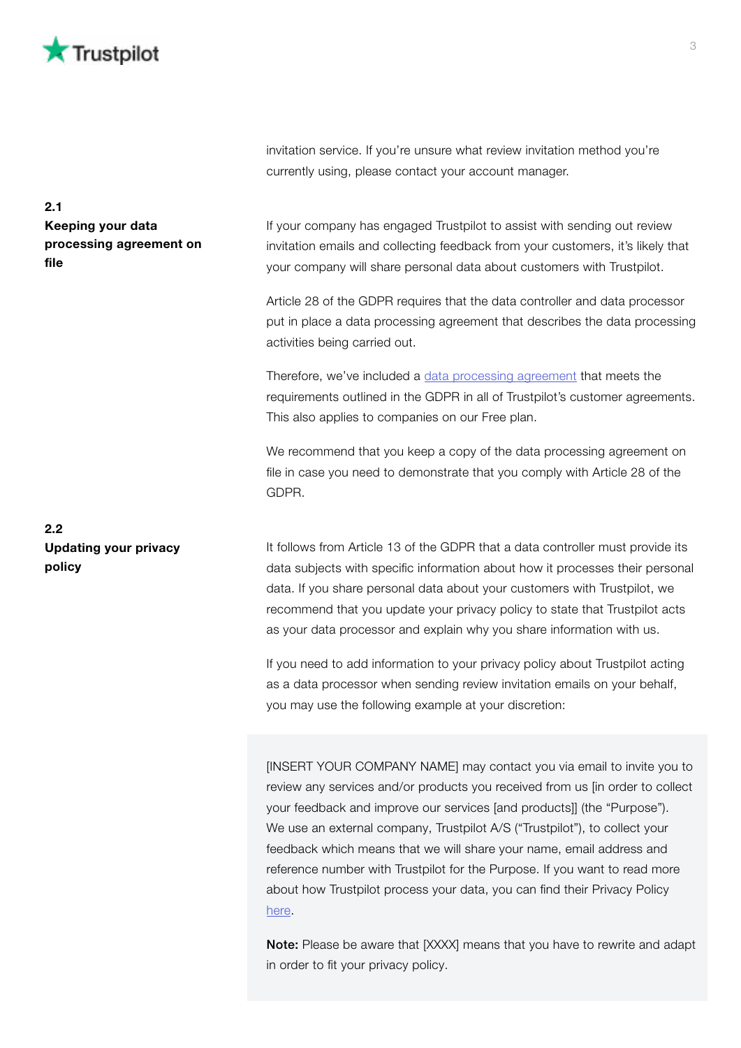invitation service. If you're unsure what review invitation method you're currently using, please contact your account manager.

### 2.1 Keeping your data processing agreement on file

If your company has engaged Trustpilot to assist with sending out review invitation emails and collecting feedback from your customers, it's likely that your company will share personal data about customers with Trustpilot.

Article 28 of the GDPR requires that the data controller and data processor put in place a data processing agreement that describes the data processing activities being carried out.

Therefore, we've included a data processing agreement that meets the requirements outlined in the GDPR in all of Trustpilot's customer agreements. This also applies to companies on our Free plan.

We recommend that you keep a copy of the data processing agreement on file in case you need to demonstrate that you comply with Article 28 of the GDPR.

### 2.2 Updating your privacy policy

It follows from Article 13 of the GDPR that a data controller must provide its data subjects with specific information about how it processes their personal data. If you share personal data about your customers with Trustpilot, we recommend that you update your privacy policy to state that Trustpilot acts as your data processor and explain why you share information with us.

If you need to add information to your privacy policy about Trustpilot acting as a data processor when sending review invitation emails on your behalf, you may use the following example at your discretion:

> [INSERT YOUR COMPANY NAME] may contact you via email to invite you to review any services and/or products you received from us [in order to collect your feedback and improve our services [and products]] (the "Purpose"). We use an external company, Trustpilot A/S ("Trustpilot"), to collect your feedback which means that we will share your name, email address and reference number with Trustpilot for the Purpose. If you want to read more about how Trustpilot process your data, you can find their Privacy Policy here.
>
> **Note:** Please be aware that [XXXX] means that you have to rewrite and adapt in order to fit your privacy policy.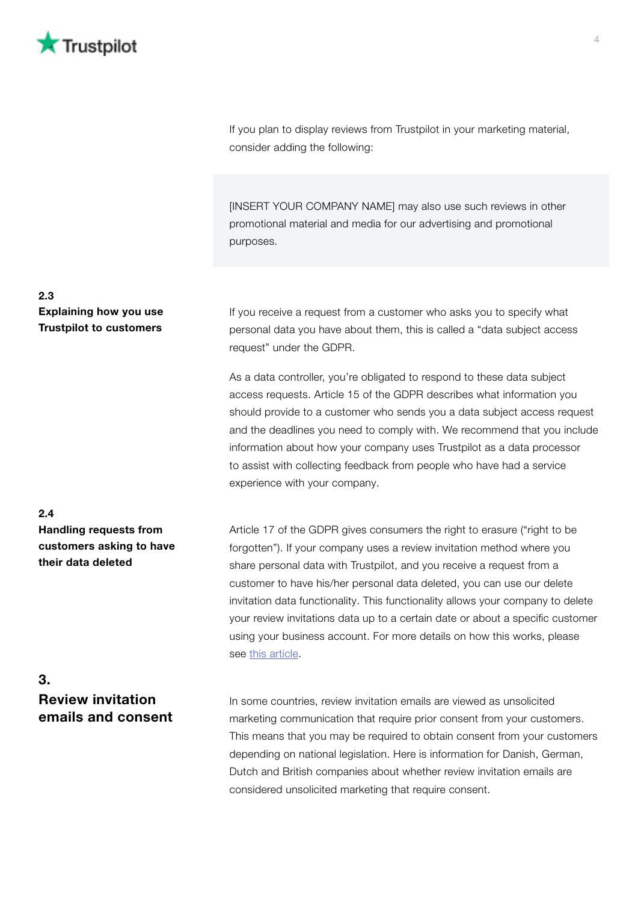If you plan to display reviews from Trustpilot in your marketing material, consider adding the following:

> [INSERT YOUR COMPANY NAME] may also use such reviews in other promotional material and media for our advertising and promotional purposes.

### 2.3 Explaining how you use Trustpilot to customers

If you receive a request from a customer who asks you to specify what personal data you have about them, this is called a “data subject access request” under the GDPR.

As a data controller, you’re obligated to respond to these data subject access requests. Article 15 of the GDPR describes what information you should provide to a customer who sends you a data subject access request and the deadlines you need to comply with. We recommend that you include information about how your company uses Trustpilot as a data processor to assist with collecting feedback from people who have had a service experience with your company.

### 2.4 Handling requests from customers asking to have their data deleted

Article 17 of the GDPR gives consumers the right to erasure (“right to be forgotten”). If your company uses a review invitation method where you share personal data with Trustpilot, and you receive a request from a customer to have his/her personal data deleted, you can use our delete invitation data functionality. This functionality allows your company to delete your review invitations data up to a certain date or about a specific customer using your business account. For more details on how this works, please see this article.

## 3. Review invitation emails and consent

In some countries, review invitation emails are viewed as unsolicited marketing communication that require prior consent from your customers. This means that you may be required to obtain consent from your customers depending on national legislation. Here is information for Danish, German, Dutch and British companies about whether review invitation emails are considered unsolicited marketing that require consent.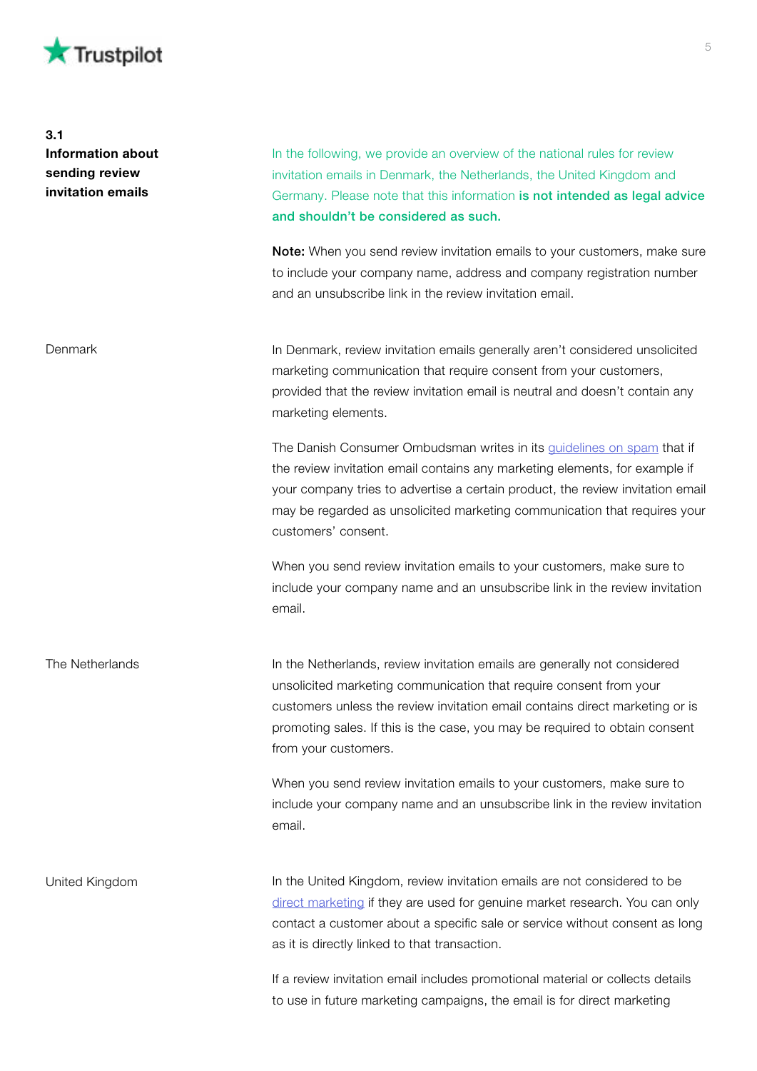### 3.1 Information about sending review invitation emails

In the following, we provide an overview of the national rules for review invitation emails in Denmark, the Netherlands, the United Kingdom and Germany. Please note that this information **is not intended as legal advice and shouldn't be considered as such.**

**Note:** When you send review invitation emails to your customers, make sure to include your company name, address and company registration number and an unsubscribe link in the review invitation email.

#### Denmark

In Denmark, review invitation emails generally aren't considered unsolicited marketing communication that require consent from your customers, provided that the review invitation email is neutral and doesn't contain any marketing elements.

The Danish Consumer Ombudsman writes in its guidelines on spam that if the review invitation email contains any marketing elements, for example if your company tries to advertise a certain product, the review invitation email may be regarded as unsolicited marketing communication that requires your customers' consent.

When you send review invitation emails to your customers, make sure to include your company name and an unsubscribe link in the review invitation email.

#### The Netherlands

In the Netherlands, review invitation emails are generally not considered unsolicited marketing communication that require consent from your customers unless the review invitation email contains direct marketing or is promoting sales. If this is the case, you may be required to obtain consent from your customers.

When you send review invitation emails to your customers, make sure to include your company name and an unsubscribe link in the review invitation email.

#### United Kingdom

In the United Kingdom, review invitation emails are not considered to be direct marketing if they are used for genuine market research. You can only contact a customer about a specific sale or service without consent as long as it is directly linked to that transaction.

If a review invitation email includes promotional material or collects details to use in future marketing campaigns, the email is for direct marketing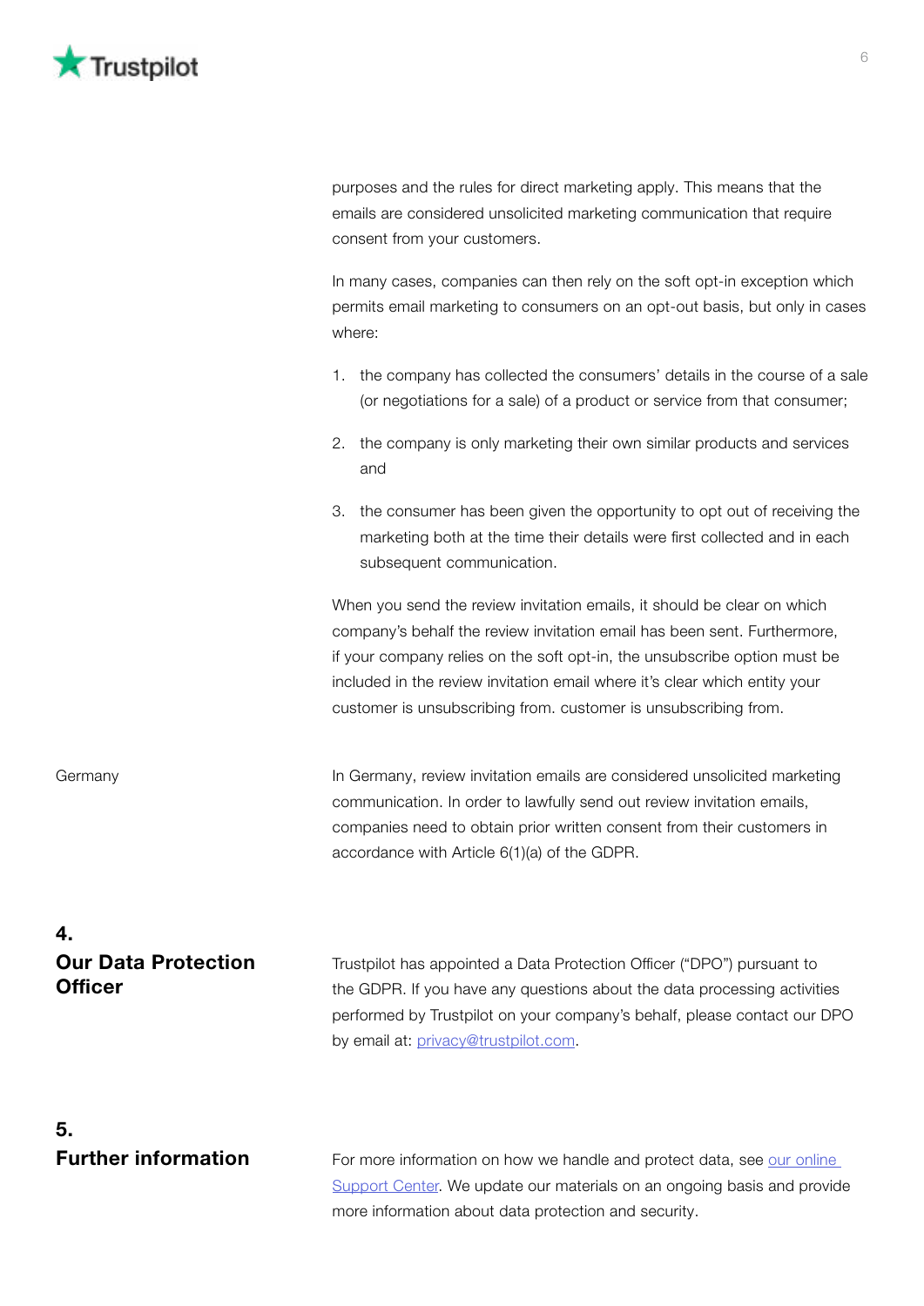purposes and the rules for direct marketing apply. This means that the emails are considered unsolicited marketing communication that require consent from your customers.

In many cases, companies can then rely on the soft opt-in exception which permits email marketing to consumers on an opt-out basis, but only in cases where:

1. the company has collected the consumers' details in the course of a sale (or negotiations for a sale) of a product or service from that consumer;
2. the company is only marketing their own similar products and services and
3. the consumer has been given the opportunity to opt out of receiving the marketing both at the time their details were first collected and in each subsequent communication.

When you send the review invitation emails, it should be clear on which company's behalf the review invitation email has been sent. Furthermore, if your company relies on the soft opt-in, the unsubscribe option must be included in the review invitation email where it's clear which entity your customer is unsubscribing from. customer is unsubscribing from.

Germany

In Germany, review invitation emails are considered unsolicited marketing communication. In order to lawfully send out review invitation emails, companies need to obtain prior written consent from their customers in accordance with Article 6(1)(a) of the GDPR.

## 4. Our Data Protection Officer

Trustpilot has appointed a Data Protection Officer ("DPO") pursuant to the GDPR. If you have any questions about the data processing activities performed by Trustpilot on your company's behalf, please contact our DPO by email at: privacy@trustpilot.com.

## 5. Further information

For more information on how we handle and protect data, see our online Support Center. We update our materials on an ongoing basis and provide more information about data protection and security.